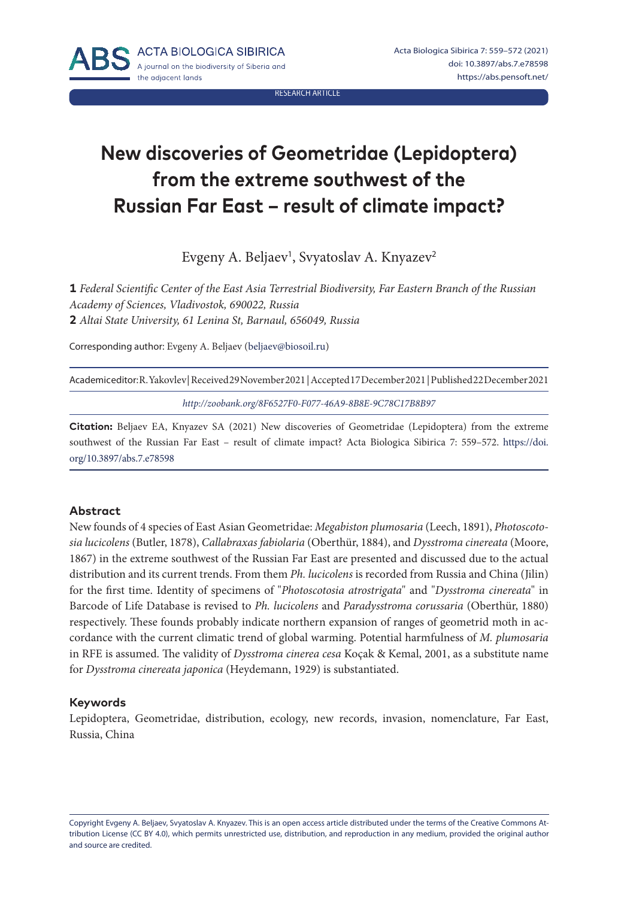RESEARCH ARTICLE

# New discoveries of Geometridae (Lepidoptera) from the extreme southwest of the Russian Far East – result of climate impact?

Evgeny A. Beljaev[1], Svyatoslav A. Knyazev[2]

**1** *Federal Scientific Center of the East Asia Terrestrial Biodiversity, Far Eastern Branch of the Russian Academy of Sciences, Vladivostok, 690022, Russia*
**2** *Altai State University, 61 Lenina St, Barnaul, 656049, Russia*

Corresponding author: Evgeny A. Beljaev (beljaev@biosoil.ru)

Academic editor: R. Yakovlev | Received 29 November 2021 | Accepted 17 December 2021 | Published 22 December 2021

*http://zoobank.org/8F6527F0-F077-46A9-8B8E-9C78C17B8B97*

**Citation:** Beljaev EA, Knyazev SA (2021) New discoveries of Geometridae (Lepidoptera) from the extreme southwest of the Russian Far East – result of climate impact? Acta Biologica Sibirica 7: 559–572. https://doi.org/10.3897/abs.7.e78598

## Abstract

New founds of 4 species of East Asian Geometridae: *Megabiston plumosaria* (Leech, 1891), *Photoscotosia lucicolens* (Butler, 1878), *Callabraxas fabiolaria* (Oberthür, 1884), and *Dysstroma cinereata* (Moore, 1867) in the extreme southwest of the Russian Far East are presented and discussed due to the actual distribution and its current trends. From them *Ph. lucicolens* is recorded from Russia and China (Jilin) for the first time. Identity of specimens of "*Photoscotosia atrostrigata*" and "*Dysstroma cinereata*" in Barcode of Life Database is revised to *Ph. lucicolens* and *Paradysstroma corussaria* (Oberthür, 1880) respectively. These founds probably indicate northern expansion of ranges of geometrid moth in accordance with the current climatic trend of global warming. Potential harmfulness of *M. plumosaria* in RFE is assumed. The validity of *Dysstroma cinerea cesa* Koçak & Kemal, 2001, as a substitute name for *Dysstroma cinereata japonica* (Heydemann, 1929) is substantiated.

## Keywords

Lepidoptera, Geometridae, distribution, ecology, new records, invasion, nomenclature, Far East, Russia, China

Copyright Evgeny A. Beljaev, Svyatoslav A. Knyazev. This is an open access article distributed under the terms of the Creative Commons Attribution License (CC BY 4.0), which permits unrestricted use, distribution, and reproduction in any medium, provided the original author and source are credited.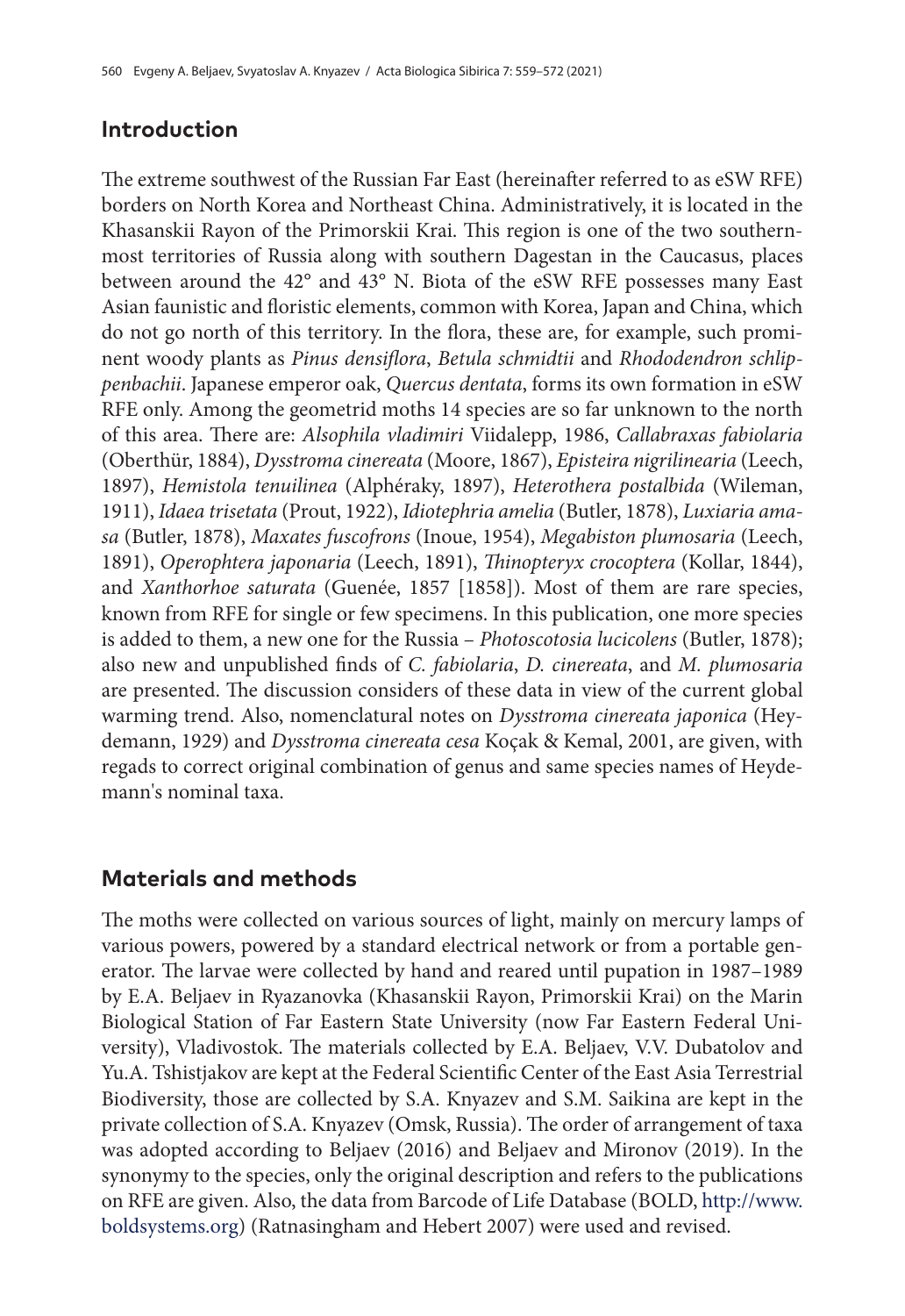## Introduction

The extreme southwest of the Russian Far East (hereinafter referred to as eSW RFE) borders on North Korea and Northeast China. Administratively, it is located in the Khasanskii Rayon of the Primorskii Krai. This region is one of the two southernmost territories of Russia along with southern Dagestan in the Caucasus, places between around the 42° and 43° N. Biota of the eSW RFE possesses many East Asian faunistic and floristic elements, common with Korea, Japan and China, which do not go north of this territory. In the flora, these are, for example, such prominent woody plants as *Pinus densiflora*, *Betula schmidtii* and *Rhododendron schlippenbachii*. Japanese emperor oak, *Quercus dentata*, forms its own formation in eSW RFE only. Among the geometrid moths 14 species are so far unknown to the north of this area. There are: *Alsophila vladimiri* Viidalepp, 1986, *Callabraxas fabiolaria* (Oberthür, 1884), *Dysstroma cinereata* (Moore, 1867), *Episteira nigrilinearia* (Leech, 1897), *Hemistola tenuilinea* (Alphéraky, 1897), *Heterothera postalbida* (Wileman, 1911), *Idaea trisetata* (Prout, 1922), *Idiotephria amelia* (Butler, 1878), *Luxiaria amasa* (Butler, 1878), *Maxates fuscofrons* (Inoue, 1954), *Megabiston plumosaria* (Leech, 1891), *Operophtera japonaria* (Leech, 1891), *Thinopteryx crocoptera* (Kollar, 1844), and *Xanthorhoe saturata* (Guenée, 1857 [1858]). Most of them are rare species, known from RFE for single or few specimens. In this publication, one more species is added to them, a new one for the Russia – *Photoscotosia lucicolens* (Butler, 1878); also new and unpublished finds of *C. fabiolaria*, *D. cinereata*, and *M. plumosaria* are presented. The discussion considers of these data in view of the current global warming trend. Also, nomenclatural notes on *Dysstroma cinereata japonica* (Heydemann, 1929) and *Dysstroma cinereata cesa* Koçak & Kemal, 2001, are given, with regads to correct original combination of genus and same species names of Heydemann's nominal taxa.

## Materials and methods

The moths were collected on various sources of light, mainly on mercury lamps of various powers, powered by a standard electrical network or from a portable generator. The larvae were collected by hand and reared until pupation in 1987–1989 by E.A. Beljaev in Ryazanovka (Khasanskii Rayon, Primorskii Krai) on the Marin Biological Station of Far Eastern State University (now Far Eastern Federal University), Vladivostok. The materials collected by E.A. Beljaev, V.V. Dubatolov and Yu.A. Tshistjakov are kept at the Federal Scientific Center of the East Asia Terrestrial Biodiversity, those are collected by S.A. Knyazev and S.M. Saikina are kept in the private collection of S.A. Knyazev (Omsk, Russia). The order of arrangement of taxa was adopted according to Beljaev (2016) and Beljaev and Mironov (2019). In the synonymy to the species, only the original description and refers to the publications on RFE are given. Also, the data from Barcode of Life Database (BOLD, http://www.boldsystems.org) (Ratnasingham and Hebert 2007) were used and revised.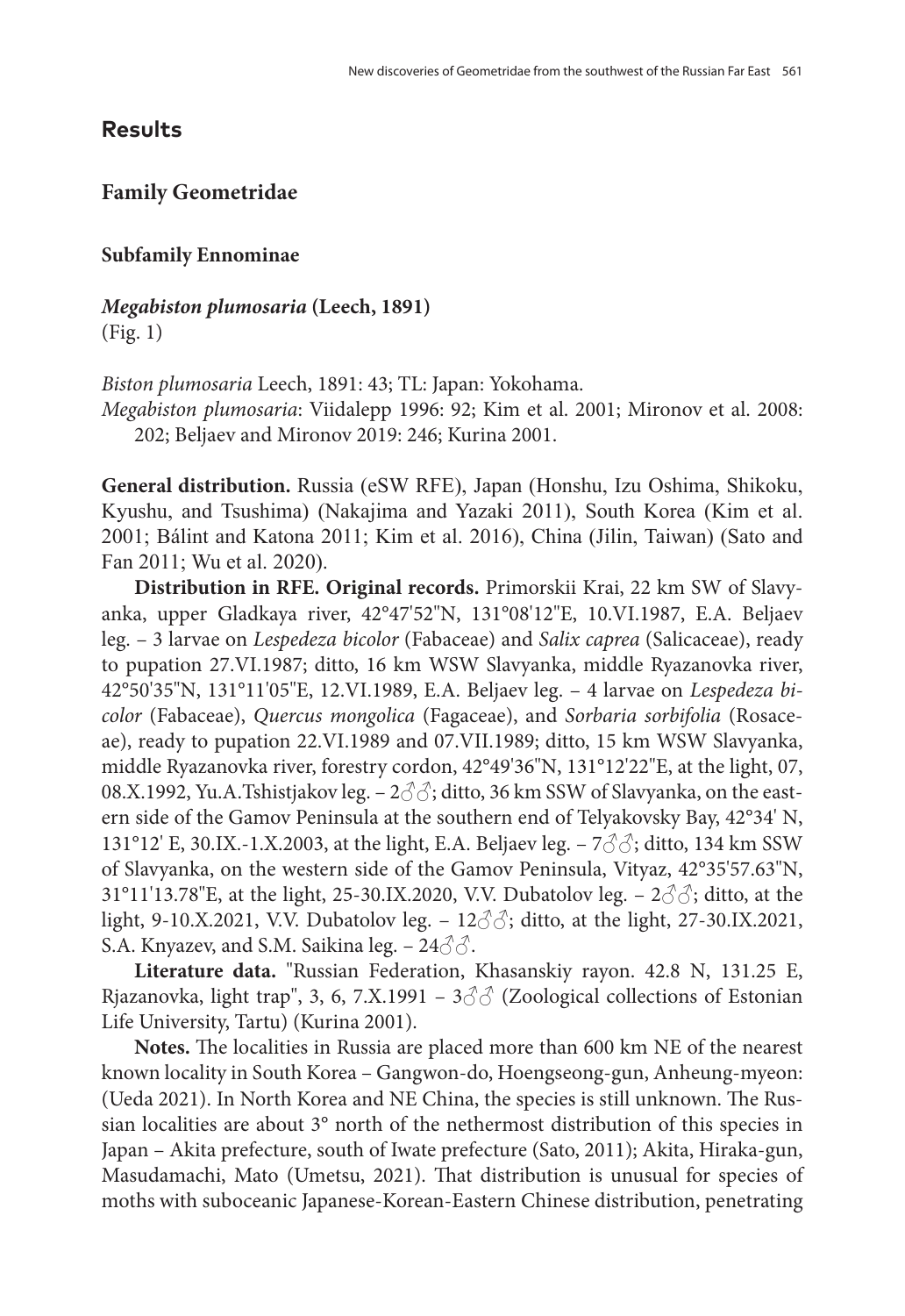## Results

### Family Geometridae

#### Subfamily Ennominae

***Megabiston plumosaria* (Leech, 1891)**
(Fig. 1)

*Biston plumosaria* Leech, 1891: 43; TL: Japan: Yokohama.
*Megabiston plumosaria*: Viidalepp 1996: 92; Kim et al. 2001; Mironov et al. 2008: 202; Beljaev and Mironov 2019: 246; Kurina 2001.

**General distribution.** Russia (eSW RFE), Japan (Honshu, Izu Oshima, Shikoku, Kyushu, and Tsushima) (Nakajima and Yazaki 2011), South Korea (Kim et al. 2001; Bálint and Katona 2011; Kim et al. 2016), China (Jilin, Taiwan) (Sato and Fan 2011; Wu et al. 2020).

**Distribution in RFE. Original records.** Primorskii Krai, 22 km SW of Slavyanka, upper Gladkaya river, 42°47'52"N, 131°08'12"E, 10.VI.1987, E.A. Beljaev leg. – 3 larvae on *Lespedeza bicolor* (Fabaceae) and *Salix caprea* (Salicaceae), ready to pupation 27.VI.1987; ditto, 16 km WSW Slavyanka, middle Ryazanovka river, 42°50'35"N, 131°11'05"E, 12.VI.1989, E.A. Beljaev leg. – 4 larvae on *Lespedeza bicolor* (Fabaceae), *Quercus mongolica* (Fagaceae), and *Sorbaria sorbifolia* (Rosaceae), ready to pupation 22.VI.1989 and 07.VII.1989; ditto, 15 km WSW Slavyanka, middle Ryazanovka river, forestry cordon, 42°49'36"N, 131°12'22"E, at the light, 07, 08.X.1992, Yu.A.Tshistjakov leg. – 2♂♂; ditto, 36 km SSW of Slavyanka, on the eastern side of the Gamov Peninsula at the southern end of Telyakovsky Bay, 42°34' N, 131°12' E, 30.IX.-1.X.2003, at the light, E.A. Beljaev leg. – 7♂♂; ditto, 134 km SSW of Slavyanka, on the western side of the Gamov Peninsula, Vityaz, 42°35'57.63"N, 31°11'13.78"E, at the light, 25-30.IX.2020, V.V. Dubatolov leg. – 2♂♂; ditto, at the light, 9-10.X.2021, V.V. Dubatolov leg. – 12♂♂; ditto, at the light, 27-30.IX.2021, S.A. Knyazev, and S.M. Saikina leg. – 24♂♂.

**Literature data.** "Russian Federation, Khasanskiy rayon. 42.8 N, 131.25 E, Rjazanovka, light trap", 3, 6, 7.X.1991 – 3♂♂ (Zoological collections of Estonian Life University, Tartu) (Kurina 2001).

**Notes.** The localities in Russia are placed more than 600 km NE of the nearest known locality in South Korea – Gangwon-do, Hoengseong-gun, Anheung-myeon: (Ueda 2021). In North Korea and NE China, the species is still unknown. The Russian localities are about 3° north of the nethermost distribution of this species in Japan – Akita prefecture, south of Iwate prefecture (Sato, 2011); Akita, Hiraka-gun, Masudamachi, Mato (Umetsu, 2021). That distribution is unusual for species of moths with suboceanic Japanese-Korean-Eastern Chinese distribution, penetrating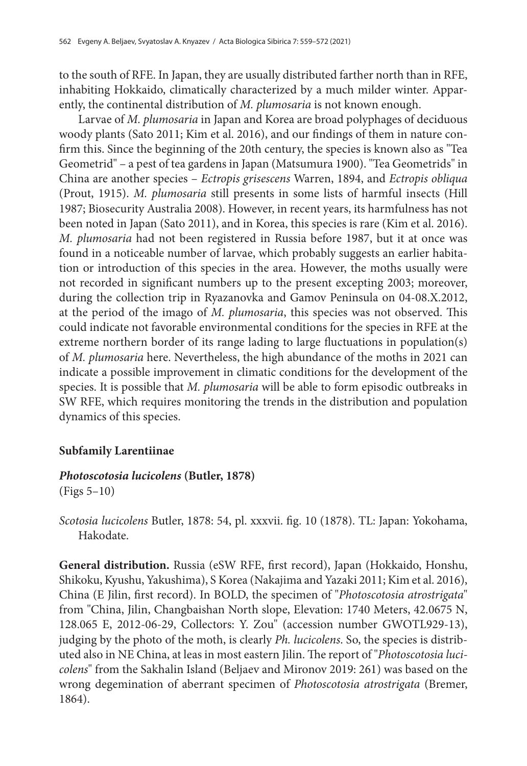to the south of RFE. In Japan, they are usually distributed farther north than in RFE, inhabiting Hokkaido, climatically characterized by a much milder winter. Apparently, the continental distribution of *M. plumosaria* is not known enough.

Larvae of *M. plumosaria* in Japan and Korea are broad polyphages of deciduous woody plants (Sato 2011; Kim et al. 2016), and our findings of them in nature confirm this. Since the beginning of the 20th century, the species is known also as "Tea Geometrid" – a pest of tea gardens in Japan (Matsumura 1900). "Tea Geometrids" in China are another species – *Ectropis grisescens* Warren, 1894, and *Ectropis obliqua* (Prout, 1915). *M. plumosaria* still presents in some lists of harmful insects (Hill 1987; Biosecurity Australia 2008). However, in recent years, its harmfulness has not been noted in Japan (Sato 2011), and in Korea, this species is rare (Kim et al. 2016). *M. plumosaria* had not been registered in Russia before 1987, but it at once was found in a noticeable number of larvae, which probably suggests an earlier habitation or introduction of this species in the area. However, the moths usually were not recorded in significant numbers up to the present excepting 2003; moreover, during the collection trip in Ryazanovka and Gamov Peninsula on 04-08.X.2012, at the period of the imago of *M. plumosaria*, this species was not observed. This could indicate not favorable environmental conditions for the species in RFE at the extreme northern border of its range lading to large fluctuations in population(s) of *M. plumosaria* here. Nevertheless, the high abundance of the moths in 2021 can indicate a possible improvement in climatic conditions for the development of the species. It is possible that *M. plumosaria* will be able to form episodic outbreaks in SW RFE, which requires monitoring the trends in the distribution and population dynamics of this species.

### Subfamily Larentiinae

#### *Photoscotosia lucicolens* (Butler, 1878)

(Figs 5–10)

*Scotosia lucicolens* Butler, 1878: 54, pl. xxxvii. fig. 10 (1878). TL: Japan: Yokohama, Hakodate.

**General distribution.** Russia (eSW RFE, first record), Japan (Hokkaido, Honshu, Shikoku, Kyushu, Yakushima), S Korea (Nakajima and Yazaki 2011; Kim et al. 2016), China (E Jilin, first record). In BOLD, the specimen of "*Photoscotosia atrostrigata*" from "China, Jilin, Changbaishan North slope, Elevation: 1740 Meters, 42.0675 N, 128.065 E, 2012-06-29, Collectors: Y. Zou" (accession number GWOTL929-13), judging by the photo of the moth, is clearly *Ph. lucicolens*. So, the species is distributed also in NE China, at leas in most eastern Jilin. The report of "*Photoscotosia lucicolens*" from the Sakhalin Island (Beljaev and Mironov 2019: 261) was based on the wrong degemination of aberrant specimen of *Photoscotosia atrostrigata* (Bremer, 1864).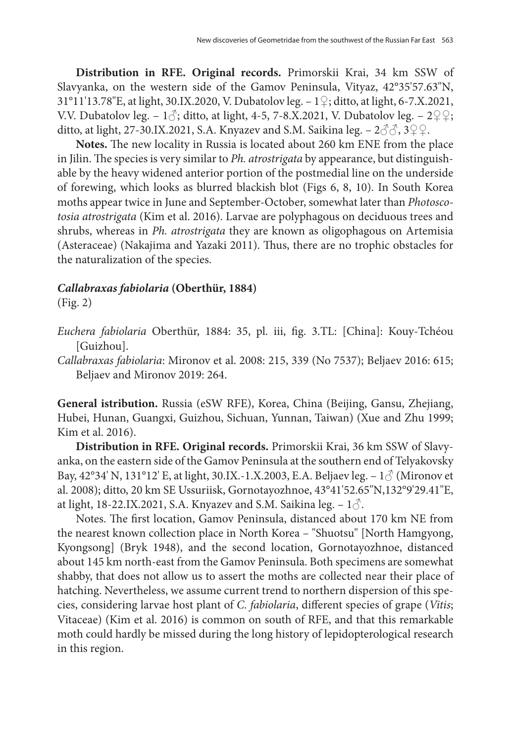**Distribution in RFE. Original records.** Primorskii Krai, 34 km SSW of Slavyanka, on the western side of the Gamov Peninsula, Vityaz, 42°35'57.63"N, 31°11'13.78"E, at light, 30.IX.2020, V. Dubatolov leg. – 1♀; ditto, at light, 6-7.X.2021, V.V. Dubatolov leg. – 1♂; ditto, at light, 4-5, 7-8.X.2021, V. Dubatolov leg. – 2♀♀; ditto, at light, 27-30.IX.2021, S.A. Knyazev and S.M. Saikina leg. – 2♂♂, 3♀♀.

**Notes.** The new locality in Russia is located about 260 km ENE from the place in Jilin. The species is very similar to *Ph. atrostrigata* by appearance, but distinguishable by the heavy widened anterior portion of the postmedial line on the underside of forewing, which looks as blurred blackish blot (Figs 6, 8, 10). In South Korea moths appear twice in June and September-October, somewhat later than *Photoscotosia atrostrigata* (Kim et al. 2016). Larvae are polyphagous on deciduous trees and shrubs, whereas in *Ph. atrostrigata* they are known as oligophagous on Artemisia (Asteraceae) (Nakajima and Yazaki 2011). Thus, there are no trophic obstacles for the naturalization of the species.

### *Callabraxas fabiolaria* (Oberthür, 1884)

(Fig. 2)

*Euchera fabiolaria* Oberthür, 1884: 35, pl. iii, fig. 3.TL: [China]: Kouy-Tchéou [Guizhou].

*Callabraxas fabiolaria*: Mironov et al. 2008: 215, 339 (No 7537); Beljaev 2016: 615; Beljaev and Mironov 2019: 264.

**General istribution.** Russia (eSW RFE), Korea, China (Beijing, Gansu, Zhejiang, Hubei, Hunan, Guangxi, Guizhou, Sichuan, Yunnan, Taiwan) (Xue and Zhu 1999; Kim et al. 2016).

**Distribution in RFE. Original records.** Primorskii Krai, 36 km SSW of Slavyanka, on the eastern side of the Gamov Peninsula at the southern end of Telyakovsky Bay, 42°34' N, 131°12' E, at light, 30.IX.-1.X.2003, E.A. Beljaev leg. – 1♂ (Mironov et al. 2008); ditto, 20 km SE Ussuriisk, Gornotayozhnoe, 43°41'52.65"N,132°9'29.41"E, at light, 18-22.IX.2021, S.A. Knyazev and S.M. Saikina leg. – 1♂.

Notes. The first location, Gamov Peninsula, distanced about 170 km NE from the nearest known collection place in North Korea – "Shuotsu" [North Hamgyong, Kyongsong] (Bryk 1948), and the second location, Gornotayozhnoe, distanced about 145 km north-east from the Gamov Peninsula. Both specimens are somewhat shabby, that does not allow us to assert the moths are collected near their place of hatching. Nevertheless, we assume current trend to northern dispersion of this species, considering larvae host plant of *C. fabiolaria*, different species of grape (*Vitis*; Vitaceae) (Kim et al. 2016) is common on south of RFE, and that this remarkable moth could hardly be missed during the long history of lepidopterological research in this region.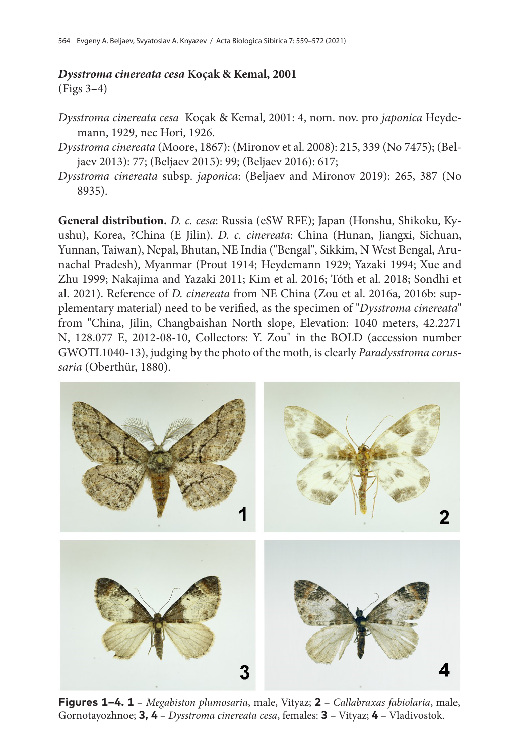***Dysstroma cinereata cesa*** **Koçak & Kemal, 2001**
(Figs 3–4)

*Dysstroma cinereata cesa* Koçak & Kemal, 2001: 4, nom. nov. pro *japonica* Heydemann, 1929, nec Hori, 1926.
*Dysstroma cinereata* (Moore, 1867): (Mironov et al. 2008): 215, 339 (No 7475); (Beljaev 2013): 77; (Beljaev 2015): 99; (Beljaev 2016): 617;
*Dysstroma cinereata* subsp. *japonica*: (Beljaev and Mironov 2019): 265, 387 (No 8935).

**General distribution.** *D. c. cesa*: Russia (eSW RFE); Japan (Honshu, Shikoku, Kyushu), Korea, ?China (E Jilin). *D. c. cinereata*: China (Hunan, Jiangxi, Sichuan, Yunnan, Taiwan), Nepal, Bhutan, NE India ("Bengal", Sikkim, N West Bengal, Arunachal Pradesh), Myanmar (Prout 1914; Heydemann 1929; Yazaki 1994; Xue and Zhu 1999; Nakajima and Yazaki 2011; Kim et al. 2016; Tóth et al. 2018; Sondhi et al. 2021). Reference of *D. cinereata* from NE China (Zou et al. 2016a, 2016b: supplementary material) need to be verified, as the specimen of "*Dysstroma cinereata*" from "China, Jilin, Changbaishan North slope, Elevation: 1040 meters, 42.2271 N, 128.077 E, 2012-08-10, Collectors: Y. Zou" in the BOLD (accession number GWOTL1040-13), judging by the photo of the moth, is clearly *Paradysstroma corussaria* (Oberthür, 1880).

**Figures 1–4. 1** – *Megabiston plumosaria*, male, Vityaz; **2** – *Callabraxas fabiolaria*, male, Gornotayozhnoe; **3, 4** – *Dysstroma cinereata cesa*, females: **3** – Vityaz; **4** – Vladivostok.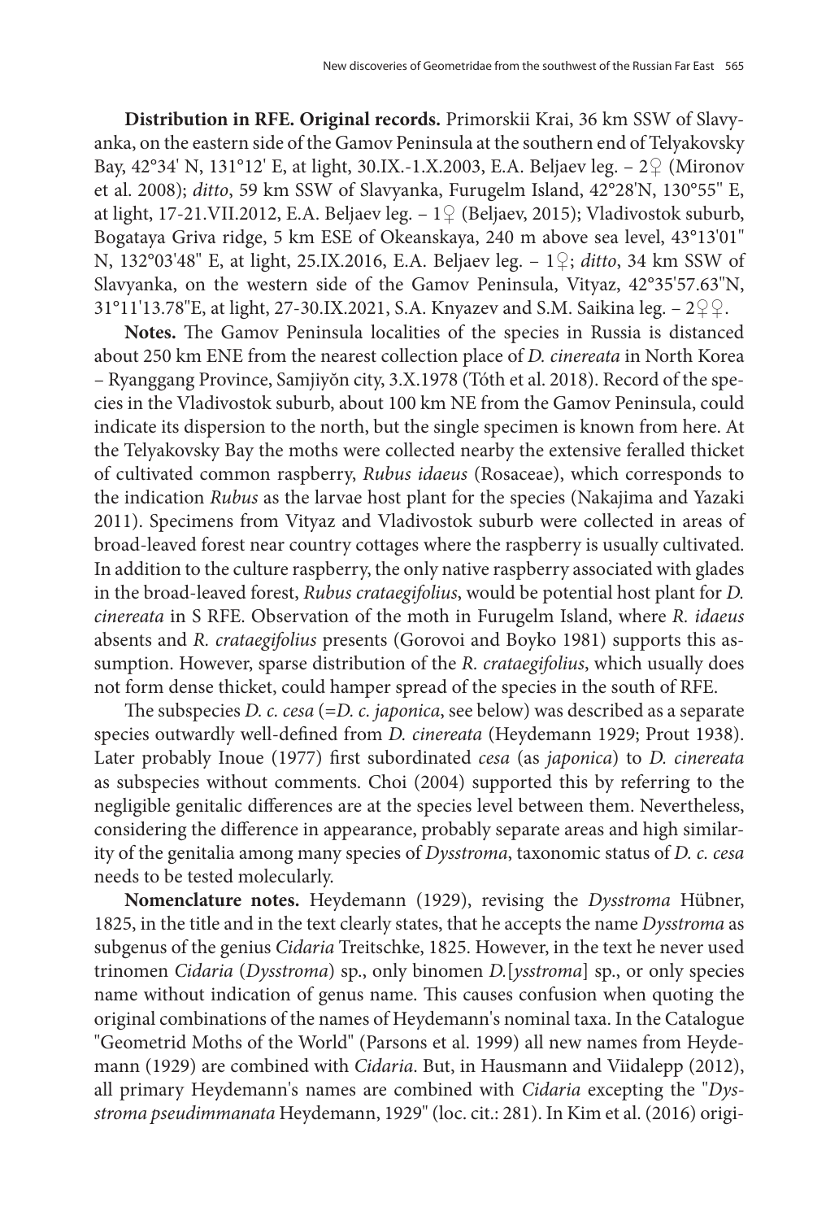**Distribution in RFE. Original records.** Primorskii Krai, 36 km SSW of Slavyanka, on the eastern side of the Gamov Peninsula at the southern end of Telyakovsky Bay, 42°34' N, 131°12' E, at light, 30.IX.-1.X.2003, E.A. Beljaev leg. – 2♀ (Mironov et al. 2008); *ditto*, 59 km SSW of Slavyanka, Furugelm Island, 42°28'N, 130°55" E, at light, 17-21.VII.2012, E.A. Beljaev leg. – 1♀ (Beljaev, 2015); Vladivostok suburb, Bogataya Griva ridge, 5 km ESE of Okeanskaya, 240 m above sea level, 43°13'01" N, 132°03'48" E, at light, 25.IX.2016, E.A. Beljaev leg. – 1♀; *ditto*, 34 km SSW of Slavyanka, on the western side of the Gamov Peninsula, Vityaz, 42°35'57.63"N, 31°11'13.78"E, at light, 27-30.IX.2021, S.A. Knyazev and S.M. Saikina leg. – 2♀♀.

**Notes.** The Gamov Peninsula localities of the species in Russia is distanced about 250 km ENE from the nearest collection place of *D. cinereata* in North Korea – Ryanggang Province, Samjiyŏn city, 3.X.1978 (Tóth et al. 2018). Record of the species in the Vladivostok suburb, about 100 km NE from the Gamov Peninsula, could indicate its dispersion to the north, but the single specimen is known from here. At the Telyakovsky Bay the moths were collected nearby the extensive feralled thicket of cultivated common raspberry, *Rubus idaeus* (Rosaceae), which corresponds to the indication *Rubus* as the larvae host plant for the species (Nakajima and Yazaki 2011). Specimens from Vityaz and Vladivostok suburb were collected in areas of broad-leaved forest near country cottages where the raspberry is usually cultivated. In addition to the culture raspberry, the only native raspberry associated with glades in the broad-leaved forest, *Rubus crataegifolius*, would be potential host plant for *D. cinereata* in S RFE. Observation of the moth in Furugelm Island, where *R. idaeus* absents and *R. crataegifolius* presents (Gorovoi and Boyko 1981) supports this assumption. However, sparse distribution of the *R. crataegifolius*, which usually does not form dense thicket, could hamper spread of the species in the south of RFE.

The subspecies *D. c. cesa* (=*D. c. japonica*, see below) was described as a separate species outwardly well-defined from *D. cinereata* (Heydemann 1929; Prout 1938). Later probably Inoue (1977) first subordinated *cesa* (as *japonica*) to *D. cinereata* as subspecies without comments. Choi (2004) supported this by referring to the negligible genitalic differences are at the species level between them. Nevertheless, considering the difference in appearance, probably separate areas and high similarity of the genitalia among many species of *Dysstroma*, taxonomic status of *D. c. cesa* needs to be tested molecularly.

**Nomenclature notes.** Heydemann (1929), revising the *Dysstroma* Hübner, 1825, in the title and in the text clearly states, that he accepts the name *Dysstroma* as subgenus of the genius *Cidaria* Treitschke, 1825. However, in the text he never used trinomen *Cidaria* (*Dysstroma*) sp., only binomen *D.*[*ysstroma*] sp., or only species name without indication of genus name. This causes confusion when quoting the original combinations of the names of Heydemann's nominal taxa. In the Catalogue "Geometrid Moths of the World" (Parsons et al. 1999) all new names from Heydemann (1929) are combined with *Cidaria*. But, in Hausmann and Viidalepp (2012), all primary Heydemann's names are combined with *Cidaria* excepting the "*Dysstroma pseudimmanata* Heydemann, 1929" (loc. cit.: 281). In Kim et al. (2016) origi-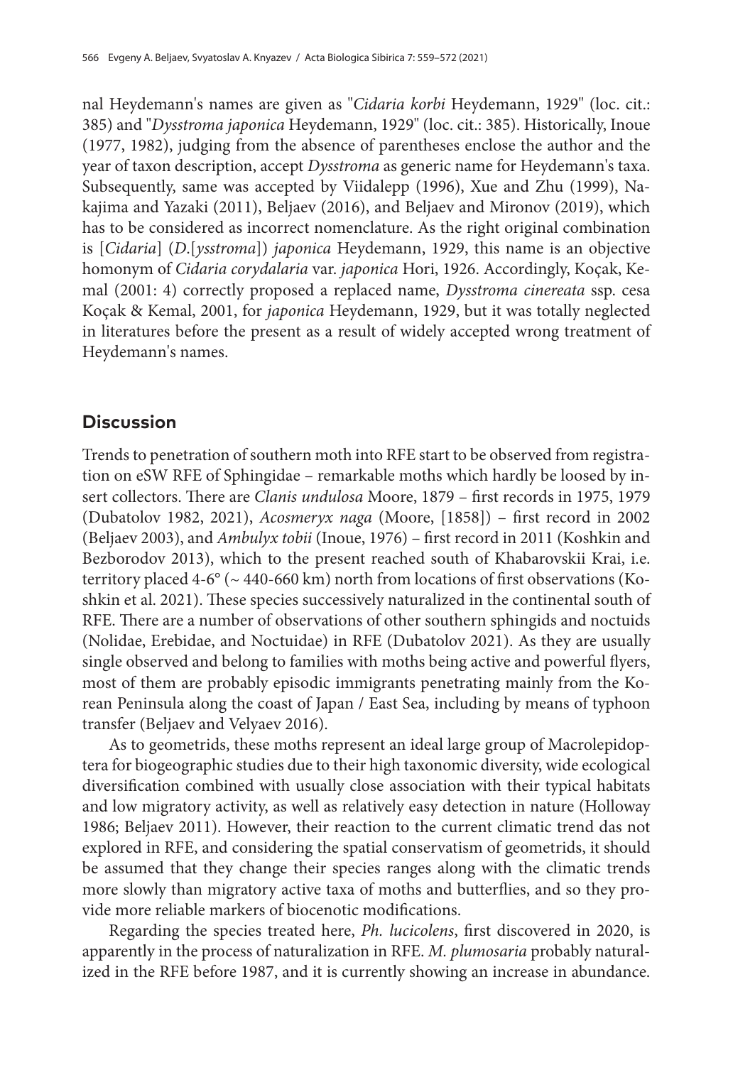nal Heydemann's names are given as "*Cidaria korbi* Heydemann, 1929" (loc. cit.: 385) and "*Dysstroma japonica* Heydemann, 1929" (loc. cit.: 385). Historically, Inoue (1977, 1982), judging from the absence of parentheses enclose the author and the year of taxon description, accept *Dysstroma* as generic name for Heydemann's taxa. Subsequently, same was accepted by Viidalepp (1996), Xue and Zhu (1999), Nakajima and Yazaki (2011), Beljaev (2016), and Beljaev and Mironov (2019), which has to be considered as incorrect nomenclature. As the right original combination is [*Cidaria*] (*D*.[*ysstroma*]) *japonica* Heydemann, 1929, this name is an objective homonym of *Cidaria corydalaria* var. *japonica* Hori, 1926. Accordingly, Koçak, Kemal (2001: 4) correctly proposed a replaced name, *Dysstroma cinereata* ssp. cesa Koçak & Kemal, 2001, for *japonica* Heydemann, 1929, but it was totally neglected in literatures before the present as a result of widely accepted wrong treatment of Heydemann's names.

## Discussion

Trends to penetration of southern moth into RFE start to be observed from registration on eSW RFE of Sphingidae – remarkable moths which hardly be loosed by insert collectors. There are *Clanis undulosa* Moore, 1879 – first records in 1975, 1979 (Dubatolov 1982, 2021), *Acosmeryx naga* (Moore, [1858]) – first record in 2002 (Beljaev 2003), and *Ambulyx tobii* (Inoue, 1976) – first record in 2011 (Koshkin and Bezborodov 2013), which to the present reached south of Khabarovskii Krai, i.e. territory placed 4-6° (~ 440-660 km) north from locations of first observations (Koshkin et al. 2021). These species successively naturalized in the continental south of RFE. There are a number of observations of other southern sphingids and noctuids (Nolidae, Erebidae, and Noctuidae) in RFE (Dubatolov 2021). As they are usually single observed and belong to families with moths being active and powerful flyers, most of them are probably episodic immigrants penetrating mainly from the Korean Peninsula along the coast of Japan / East Sea, including by means of typhoon transfer (Beljaev and Velyaev 2016).

As to geometrids, these moths represent an ideal large group of Macrolepidoptera for biogeographic studies due to their high taxonomic diversity, wide ecological diversification combined with usually close association with their typical habitats and low migratory activity, as well as relatively easy detection in nature (Holloway 1986; Beljaev 2011). However, their reaction to the current climatic trend das not explored in RFE, and considering the spatial conservatism of geometrids, it should be assumed that they change their species ranges along with the climatic trends more slowly than migratory active taxa of moths and butterflies, and so they provide more reliable markers of biocenotic modifications.

Regarding the species treated here, *Ph. lucicolens*, first discovered in 2020, is apparently in the process of naturalization in RFE. *M. plumosaria* probably naturalized in the RFE before 1987, and it is currently showing an increase in abundance.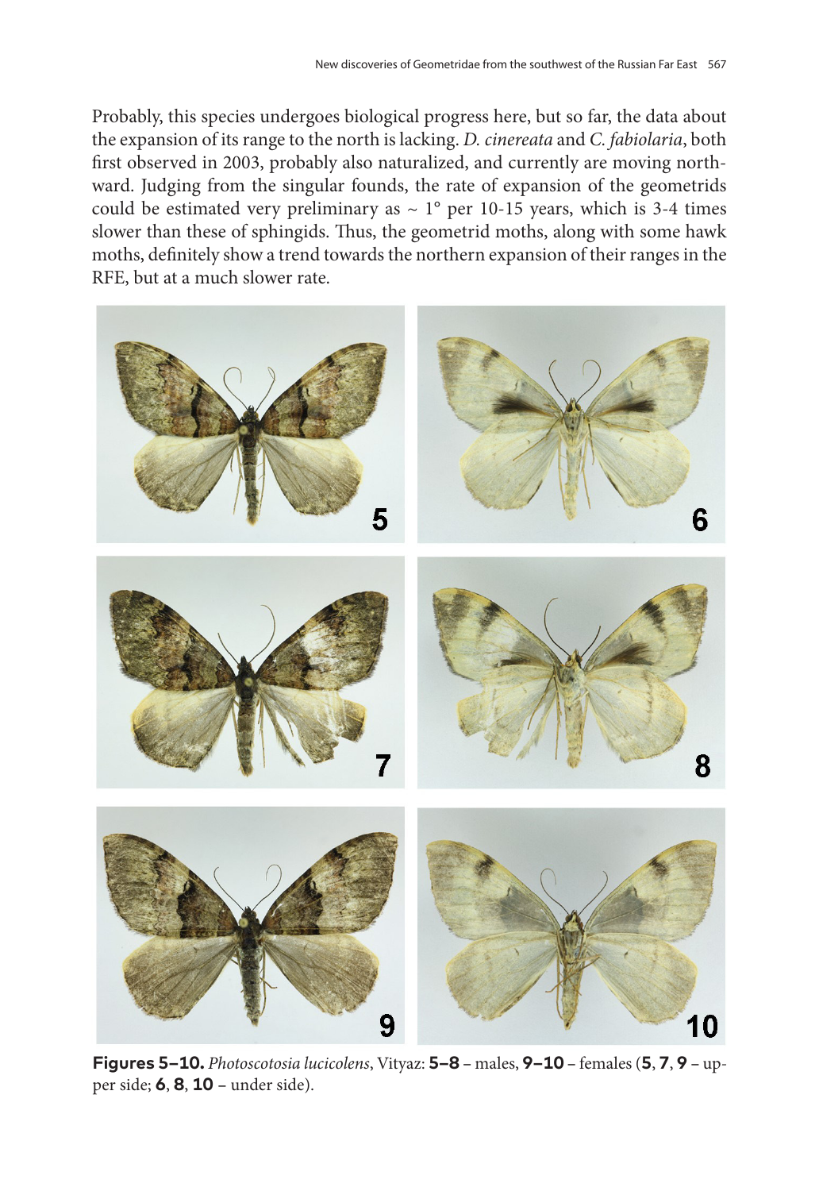Probably, this species undergoes biological progress here, but so far, the data about the expansion of its range to the north is lacking. *D. cinereata* and *C. fabiolaria*, both first observed in 2003, probably also naturalized, and currently are moving northward. Judging from the singular founds, the rate of expansion of the geometrids could be estimated very preliminary as ~ 1° per 10-15 years, which is 3-4 times slower than these of sphingids. Thus, the geometrid moths, along with some hawk moths, definitely show a trend towards the northern expansion of their ranges in the RFE, but at a much slower rate.

**Figures 5–10.** *Photoscotosia lucicolens*, Vityaz: **5–8** – males, **9–10** – females (**5**, **7**, **9** – upper side; **6**, **8**, **10** – under side).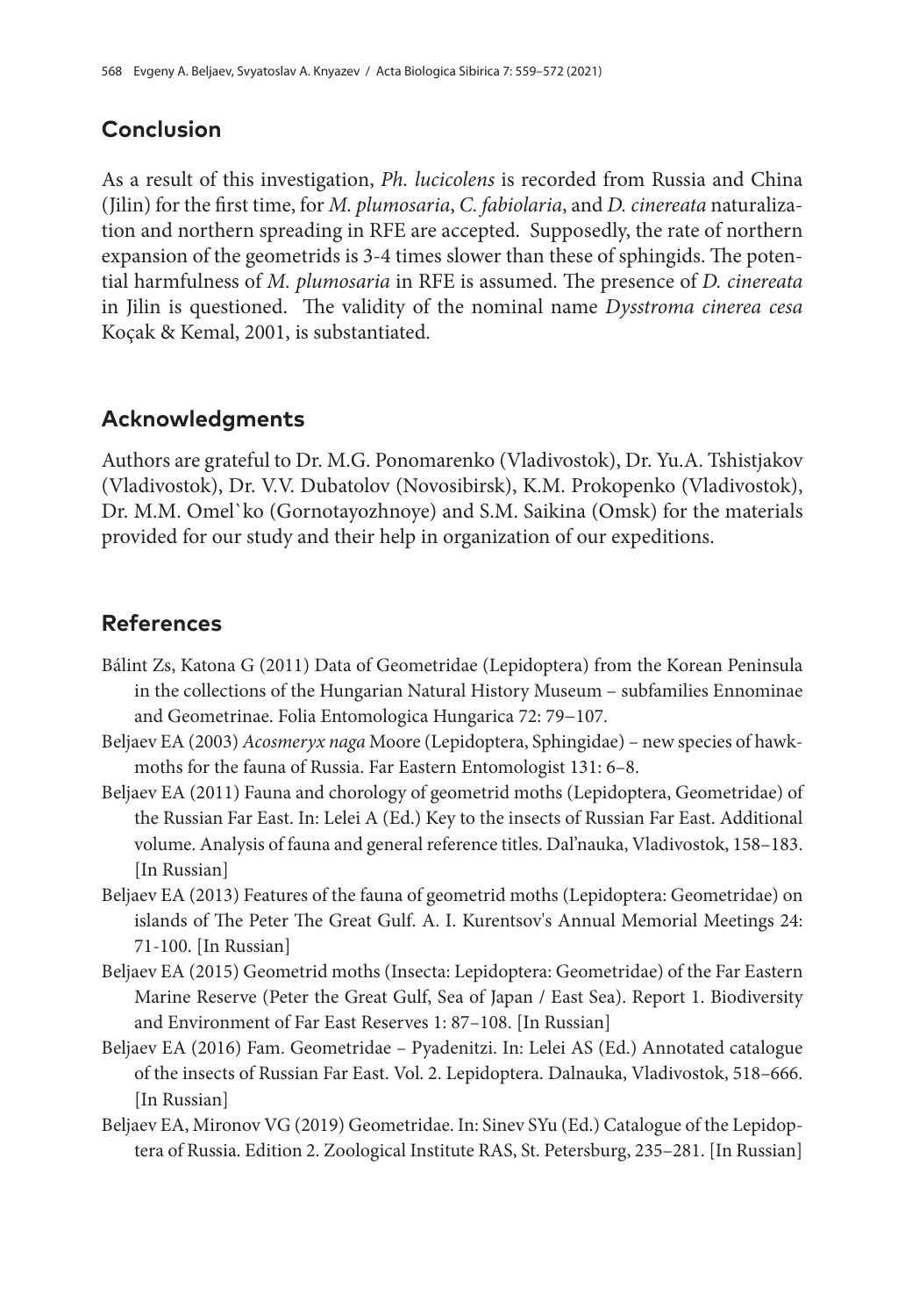## Conclusion

As a result of this investigation, *Ph. lucicolens* is recorded from Russia and China (Jilin) for the first time, for *M. plumosaria*, *C. fabiolaria*, and *D. cinereata* naturalization and northern spreading in RFE are accepted. Supposedly, the rate of northern expansion of the geometrids is 3-4 times slower than these of sphingids. The potential harmfulness of *M. plumosaria* in RFE is assumed. The presence of *D. cinereata* in Jilin is questioned. The validity of the nominal name *Dysstroma cinerea cesa* Koçak & Kemal, 2001, is substantiated.

## Acknowledgments

Authors are grateful to Dr. M.G. Ponomarenko (Vladivostok), Dr. Yu.A. Tshistjakov (Vladivostok), Dr. V.V. Dubatolov (Novosibirsk), K.M. Prokopenko (Vladivostok), Dr. M.M. Omel`ko (Gornotayozhnoye) and S.M. Saikina (Omsk) for the materials provided for our study and their help in organization of our expeditions.

## References

Bálint Zs, Katona G (2011) Data of Geometridae (Lepidoptera) from the Korean Peninsula in the collections of the Hungarian Natural History Museum – subfamilies Ennominae and Geometrinae. Folia Entomologica Hungarica 72: 79−107.

Beljaev EA (2003) *Acosmeryx naga* Moore (Lepidoptera, Sphingidae) – new species of hawkmoths for the fauna of Russia. Far Eastern Entomologist 131: 6–8.

Beljaev EA (2011) Fauna and chorology of geometrid moths (Lepidoptera, Geometridae) of the Russian Far East. In: Lelei A (Ed.) Key to the insects of Russian Far East. Additional volume. Analysis of fauna and general reference titles. Dal'nauka, Vladivostok, 158–183. [In Russian]

Beljaev EA (2013) Features of the fauna of geometrid moths (Lepidoptera: Geometridae) on islands of The Peter The Great Gulf. A. I. Kurentsov's Annual Memorial Meetings 24: 71-100. [In Russian]

Beljaev EA (2015) Geometrid moths (Insecta: Lepidoptera: Geometridae) of the Far Eastern Marine Reserve (Peter the Great Gulf, Sea of Japan / East Sea). Report 1. Biodiversity and Environment of Far East Reserves 1: 87–108. [In Russian]

Beljaev EA (2016) Fam. Geometridae – Pyadenitzi. In: Lelei AS (Ed.) Annotated catalogue of the insects of Russian Far East. Vol. 2. Lepidoptera. Dalnauka, Vladivostok, 518–666. [In Russian]

Beljaev EA, Mironov VG (2019) Geometridae. In: Sinev SYu (Ed.) Catalogue of the Lepidoptera of Russia. Edition 2. Zoological Institute RAS, St. Petersburg, 235–281. [In Russian]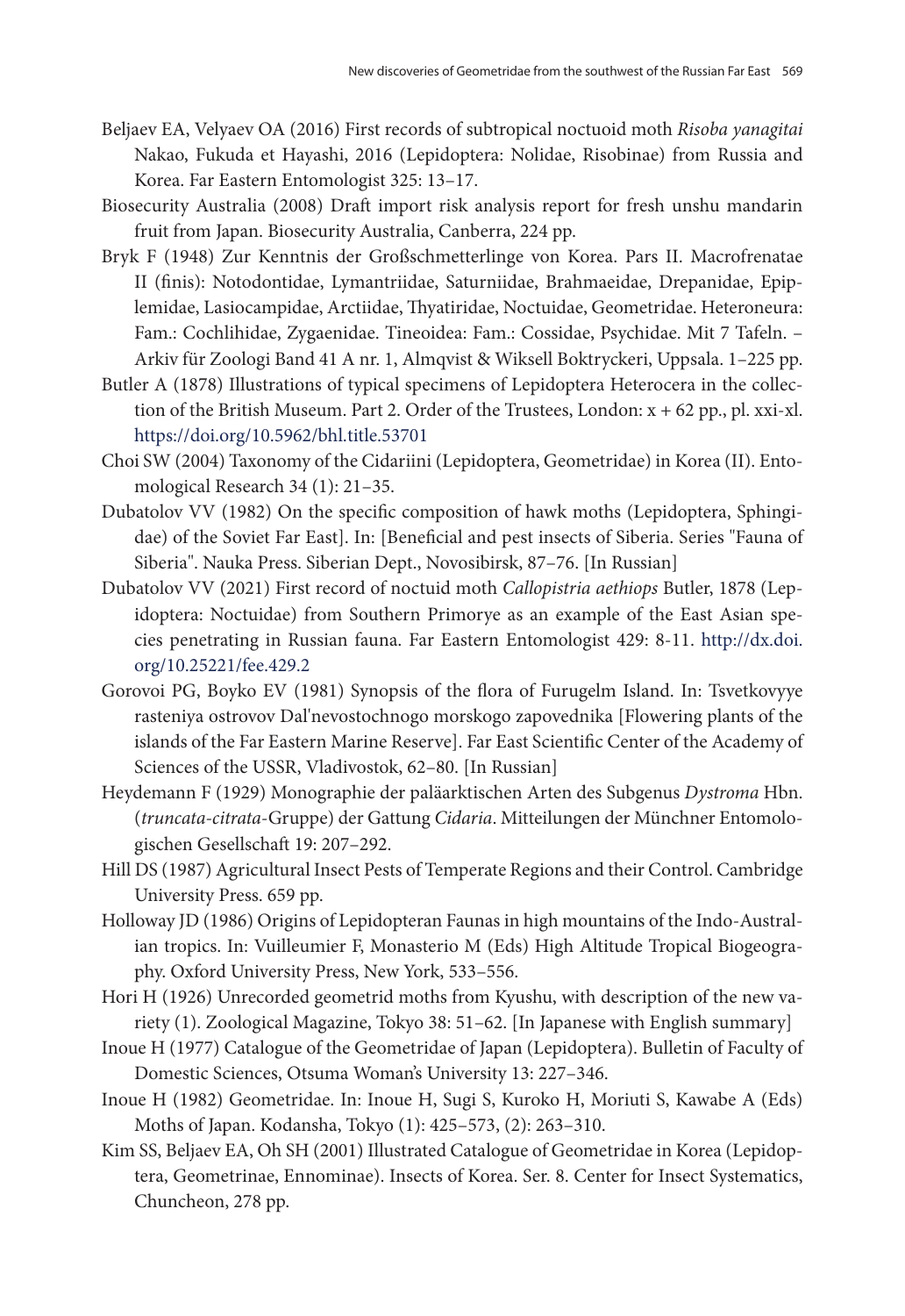Beljaev EA, Velyaev OA (2016) First records of subtropical noctuoid moth *Risoba yanagitai* Nakao, Fukuda et Hayashi, 2016 (Lepidoptera: Nolidae, Risobinae) from Russia and Korea. Far Eastern Entomologist 325: 13–17.

Biosecurity Australia (2008) Draft import risk analysis report for fresh unshu mandarin fruit from Japan. Biosecurity Australia, Canberra, 224 pp.

Bryk F (1948) Zur Kenntnis der Großschmetterlinge von Korea. Pars II. Macrofrenatae II (finis): Notodontidae, Lymantriidae, Saturniidae, Brahmaeidae, Drepanidae, Epiplemidae, Lasiocampidae, Arctiidae, Thyatiridae, Noctuidae, Geometridae. Heteroneura: Fam.: Cochlihidae, Zygaenidae. Tineoidea: Fam.: Cossidae, Psychidae. Mit 7 Tafeln. – Arkiv für Zoologi Band 41 A nr. 1, Almqvist & Wiksell Boktryckeri, Uppsala. 1–225 pp.

Butler A (1878) Illustrations of typical specimens of Lepidoptera Heterocera in the collection of the British Museum. Part 2. Order of the Trustees, London: x + 62 pp., pl. xxi-xl. https://doi.org/10.5962/bhl.title.53701

Choi SW (2004) Taxonomy of the Cidariini (Lepidoptera, Geometridae) in Korea (II). Entomological Research 34 (1): 21–35.

Dubatolov VV (1982) On the specific composition of hawk moths (Lepidoptera, Sphingidae) of the Soviet Far East]. In: [Beneficial and pest insects of Siberia. Series "Fauna of Siberia". Nauka Press. Siberian Dept., Novosibirsk, 87–76. [In Russian]

Dubatolov VV (2021) First record of noctuid moth *Callopistria aethiops* Butler, 1878 (Lepidoptera: Noctuidae) from Southern Primorye as an example of the East Asian species penetrating in Russian fauna. Far Eastern Entomologist 429: 8-11. http://dx.doi.org/10.25221/fee.429.2

Gorovoi PG, Boyko EV (1981) Synopsis of the flora of Furugelm Island. In: Tsvetkovyye rasteniya ostrovov Dal'nevostochnogo morskogo zapovednika [Flowering plants of the islands of the Far Eastern Marine Reserve]. Far East Scientific Center of the Academy of Sciences of the USSR, Vladivostok, 62–80. [In Russian]

Heydemann F (1929) Monographie der paläarktischen Arten des Subgenus *Dystroma* Hbn. (*truncata-citrata*-Gruppe) der Gattung *Cidaria*. Mitteilungen der Münchner Entomologischen Gesellschaft 19: 207–292.

Hill DS (1987) Agricultural Insect Pests of Temperate Regions and their Control. Cambridge University Press. 659 pp.

Holloway JD (1986) Origins of Lepidopteran Faunas in high mountains of the Indo-Australian tropics. In: Vuilleumier F, Monasterio M (Eds) High Altitude Tropical Biogeography. Oxford University Press, New York, 533–556.

Hori H (1926) Unrecorded geometrid moths from Kyushu, with description of the new variety (1). Zoological Magazine, Tokyo 38: 51–62. [In Japanese with English summary]

Inoue H (1977) Catalogue of the Geometridae of Japan (Lepidoptera). Bulletin of Faculty of Domestic Sciences, Otsuma Woman's University 13: 227–346.

Inoue H (1982) Geometridae. In: Inoue H, Sugi S, Kuroko H, Moriuti S, Kawabe A (Eds) Moths of Japan. Kodansha, Tokyo (1): 425–573, (2): 263–310.

Kim SS, Beljaev EA, Oh SH (2001) Illustrated Catalogue of Geometridae in Korea (Lepidoptera, Geometrinae, Ennominae). Insects of Korea. Ser. 8. Center for Insect Systematics, Chuncheon, 278 pp.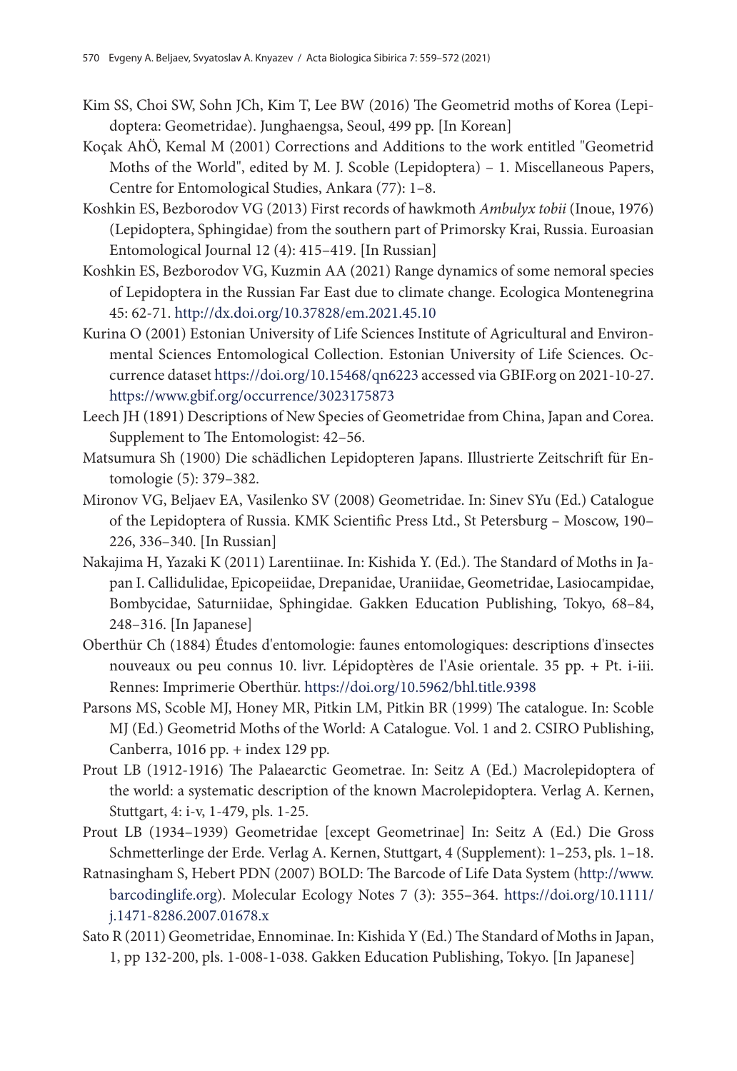Kim SS, Choi SW, Sohn JCh, Kim T, Lee BW (2016) The Geometrid moths of Korea (Lepidoptera: Geometridae). Junghaengsa, Seoul, 499 pp. [In Korean]

Koçak AhÖ, Kemal M (2001) Corrections and Additions to the work entitled "Geometrid Moths of the World", edited by M. J. Scoble (Lepidoptera) – 1. Miscellaneous Papers, Centre for Entomological Studies, Ankara (77): 1–8.

Koshkin ES, Bezborodov VG (2013) First records of hawkmoth *Ambulyx tobii* (Inoue, 1976) (Lepidoptera, Sphingidae) from the southern part of Primorsky Krai, Russia. Euroasian Entomological Journal 12 (4): 415–419. [In Russian]

Koshkin ES, Bezborodov VG, Kuzmin AA (2021) Range dynamics of some nemoral species of Lepidoptera in the Russian Far East due to climate change. Ecologica Montenegrina 45: 62-71. http://dx.doi.org/10.37828/em.2021.45.10

Kurina O (2001) Estonian University of Life Sciences Institute of Agricultural and Environmental Sciences Entomological Collection. Estonian University of Life Sciences. Occurrence dataset https://doi.org/10.15468/qn6223 accessed via GBIF.org on 2021-10-27. https://www.gbif.org/occurrence/3023175873

Leech JH (1891) Descriptions of New Species of Geometridae from China, Japan and Corea. Supplement to The Entomologist: 42–56.

Matsumura Sh (1900) Die schädlichen Lepidopteren Japans. Illustrierte Zeitschrift für Entomologie (5): 379–382.

Mironov VG, Beljaev EA, Vasilenko SV (2008) Geometridae. In: Sinev SYu (Ed.) Catalogue of the Lepidoptera of Russia. KMK Scientific Press Ltd., St Petersburg – Moscow, 190–226, 336–340. [In Russian]

Nakajima H, Yazaki K (2011) Larentiinae. In: Kishida Y. (Ed.). The Standard of Moths in Japan I. Callidulidae, Epicopeiidae, Drepanidae, Uraniidae, Geometridae, Lasiocampidae, Bombycidae, Saturniidae, Sphingidae. Gakken Education Publishing, Tokyo, 68–84, 248–316. [In Japanese]

Oberthür Ch (1884) Études d'entomologie: faunes entomologiques: descriptions d'insectes nouveaux ou peu connus 10. livr. Lépidoptères de l'Asie orientale. 35 pp. + Pt. i-iii. Rennes: Imprimerie Oberthür. https://doi.org/10.5962/bhl.title.9398

Parsons MS, Scoble MJ, Honey MR, Pitkin LM, Pitkin BR (1999) The catalogue. In: Scoble MJ (Ed.) Geometrid Moths of the World: A Catalogue. Vol. 1 and 2. CSIRO Publishing, Canberra, 1016 pp. + index 129 pp.

Prout LB (1912-1916) The Palaearctic Geometrae. In: Seitz A (Ed.) Macrolepidoptera of the world: a systematic description of the known Macrolepidoptera. Verlag A. Kernen, Stuttgart, 4: i-v, 1-479, pls. 1-25.

Prout LB (1934–1939) Geometridae [except Geometrinae] In: Seitz A (Ed.) Die Gross Schmetterlinge der Erde. Verlag A. Kernen, Stuttgart, 4 (Supplement): 1–253, pls. 1–18.

Ratnasingham S, Hebert PDN (2007) BOLD: The Barcode of Life Data System (http://www.barcodinglife.org). Molecular Ecology Notes 7 (3): 355–364. https://doi.org/10.1111/j.1471-8286.2007.01678.x

Sato R (2011) Geometridae, Ennominae. In: Kishida Y (Ed.) The Standard of Moths in Japan, 1, pp 132-200, pls. 1-008-1-038. Gakken Education Publishing, Tokyo. [In Japanese]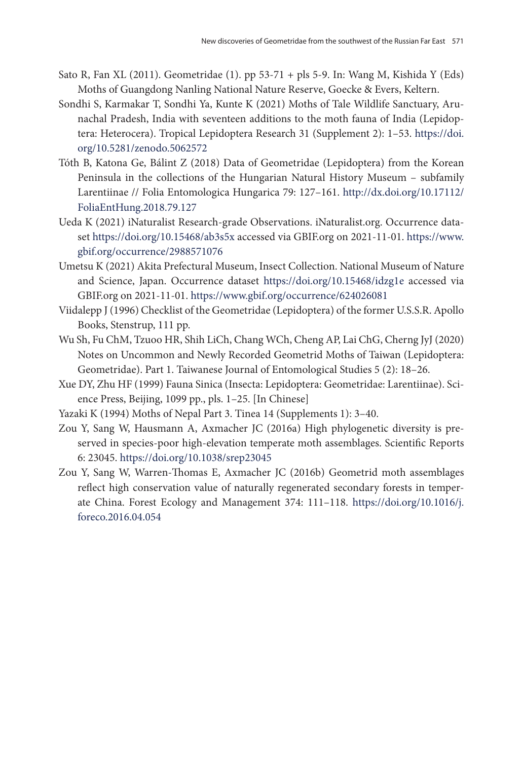Sato R, Fan XL (2011). Geometridae (1). pp 53-71 + pls 5-9. In: Wang M, Kishida Y (Eds) Moths of Guangdong Nanling National Nature Reserve, Goecke & Evers, Keltern.

Sondhi S, Karmakar T, Sondhi Ya, Kunte K (2021) Moths of Tale Wildlife Sanctuary, Arunachal Pradesh, India with seventeen additions to the moth fauna of India (Lepidoptera: Heterocera). Tropical Lepidoptera Research 31 (Supplement 2): 1–53. https://doi.org/10.5281/zenodo.5062572

Tóth B, Katona Ge, Bálint Z (2018) Data of Geometridae (Lepidoptera) from the Korean Peninsula in the collections of the Hungarian Natural History Museum – subfamily Larentiinae // Folia Entomologica Hungarica 79: 127–161. http://dx.doi.org/10.17112/FoliaEntHung.2018.79.127

Ueda K (2021) iNaturalist Research-grade Observations. iNaturalist.org. Occurrence dataset https://doi.org/10.15468/ab3s5x accessed via GBIF.org on 2021-11-01. https://www.gbif.org/occurrence/2988571076

Umetsu K (2021) Akita Prefectural Museum, Insect Collection. National Museum of Nature and Science, Japan. Occurrence dataset https://doi.org/10.15468/idzg1e accessed via GBIF.org on 2021-11-01. https://www.gbif.org/occurrence/624026081

Viidalepp J (1996) Checklist of the Geometridae (Lepidoptera) of the former U.S.S.R. Apollo Books, Stenstrup, 111 pp.

Wu Sh, Fu ChM, Tzuoo HR, Shih LiCh, Chang WCh, Cheng AP, Lai ChG, Cherng JyJ (2020) Notes on Uncommon and Newly Recorded Geometrid Moths of Taiwan (Lepidoptera: Geometridae). Part 1. Taiwanese Journal of Entomological Studies 5 (2): 18–26.

Xue DY, Zhu HF (1999) Fauna Sinica (Insecta: Lepidoptera: Geometridae: Larentiinae). Science Press, Beijing, 1099 pp., pls. 1–25. [In Chinese]

Yazaki K (1994) Moths of Nepal Part 3. Tinea 14 (Supplements 1): 3–40.

Zou Y, Sang W, Hausmann A, Axmacher JC (2016a) High phylogenetic diversity is preserved in species-poor high-elevation temperate moth assemblages. Scientific Reports 6: 23045. https://doi.org/10.1038/srep23045

Zou Y, Sang W, Warren-Thomas E, Axmacher JC (2016b) Geometrid moth assemblages reflect high conservation value of naturally regenerated secondary forests in temperate China. Forest Ecology and Management 374: 111–118. https://doi.org/10.1016/j.foreco.2016.04.054